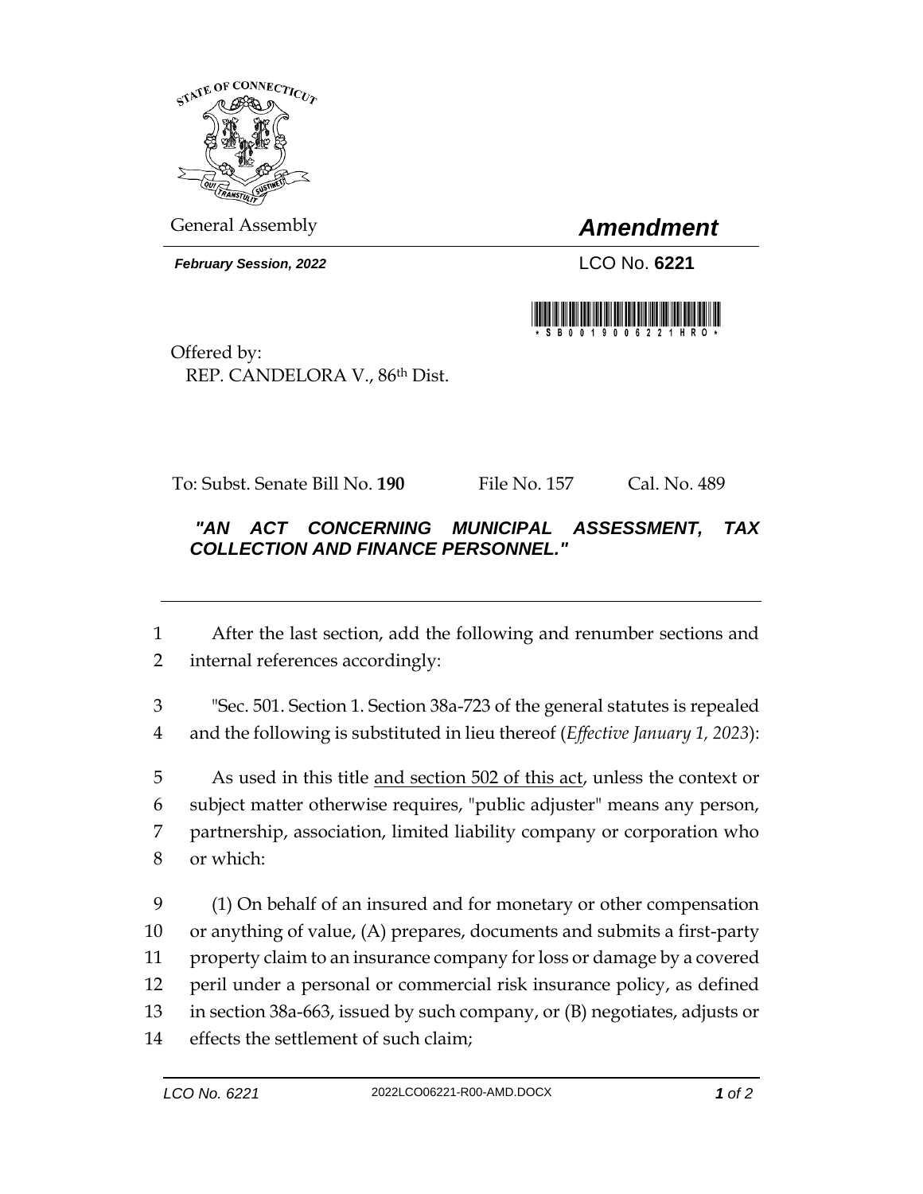General Assembly

# *Amendment*

***February Session, 2022***

LCO No. **6221**

\* S B 0 0 1 9 0 0 6 2 2 1 H R O \*

Offered by:
REP. CANDELORA V., 86th Dist.

To: Subst. Senate Bill No. **190** File No. 157 Cal. No. 489

***"AN ACT CONCERNING MUNICIPAL ASSESSMENT, TAX COLLECTION AND FINANCE PERSONNEL."***

---

1 After the last section, add the following and renumber sections and
2 internal references accordingly:

3 "Sec. 501. Section 1. Section 38a-723 of the general statutes is repealed
4 and the following is substituted in lieu thereof (*Effective January 1, 2023*):

5 As used in this title <u>and section 502 of this act</u>, unless the context or
6 subject matter otherwise requires, "public adjuster" means any person,
7 partnership, association, limited liability company or corporation who
8 or which:

9 (1) On behalf of an insured and for monetary or other compensation
10 or anything of value, (A) prepares, documents and submits a first-party
11 property claim to an insurance company for loss or damage by a covered
12 peril under a personal or commercial risk insurance policy, as defined
13 in section 38a-663, issued by such company, or (B) negotiates, adjusts or
14 effects the settlement of such claim;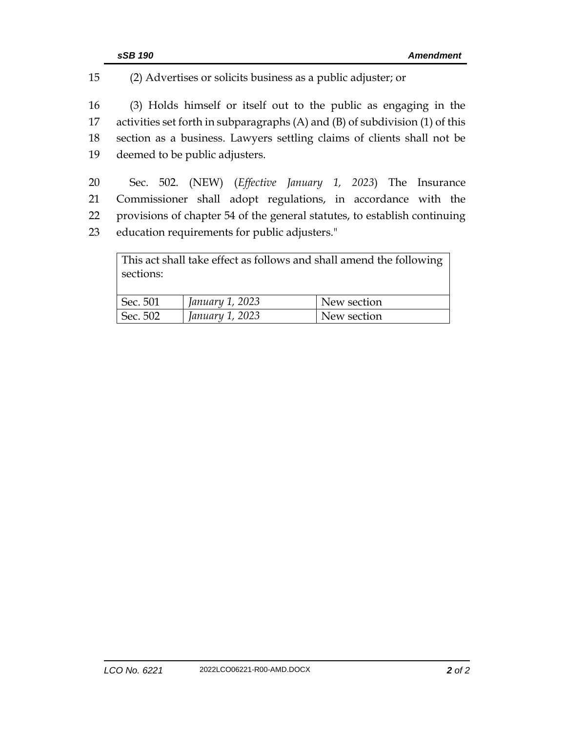(2) Advertises or solicits business as a public adjuster; or

(3) Holds himself or itself out to the public as engaging in the activities set forth in subparagraphs (A) and (B) of subdivision (1) of this section as a business. Lawyers settling claims of clients shall not be deemed to be public adjusters.

Sec. 502. (NEW) (*Effective January 1, 2023*) The Insurance Commissioner shall adopt regulations, in accordance with the provisions of chapter 54 of the general statutes, to establish continuing education requirements for public adjusters."

| This act shall take effect as follows and shall amend the following sections: | | |
|---|---|---|
| Sec. 501 | *January 1, 2023* | New section |
| Sec. 502 | *January 1, 2023* | New section |